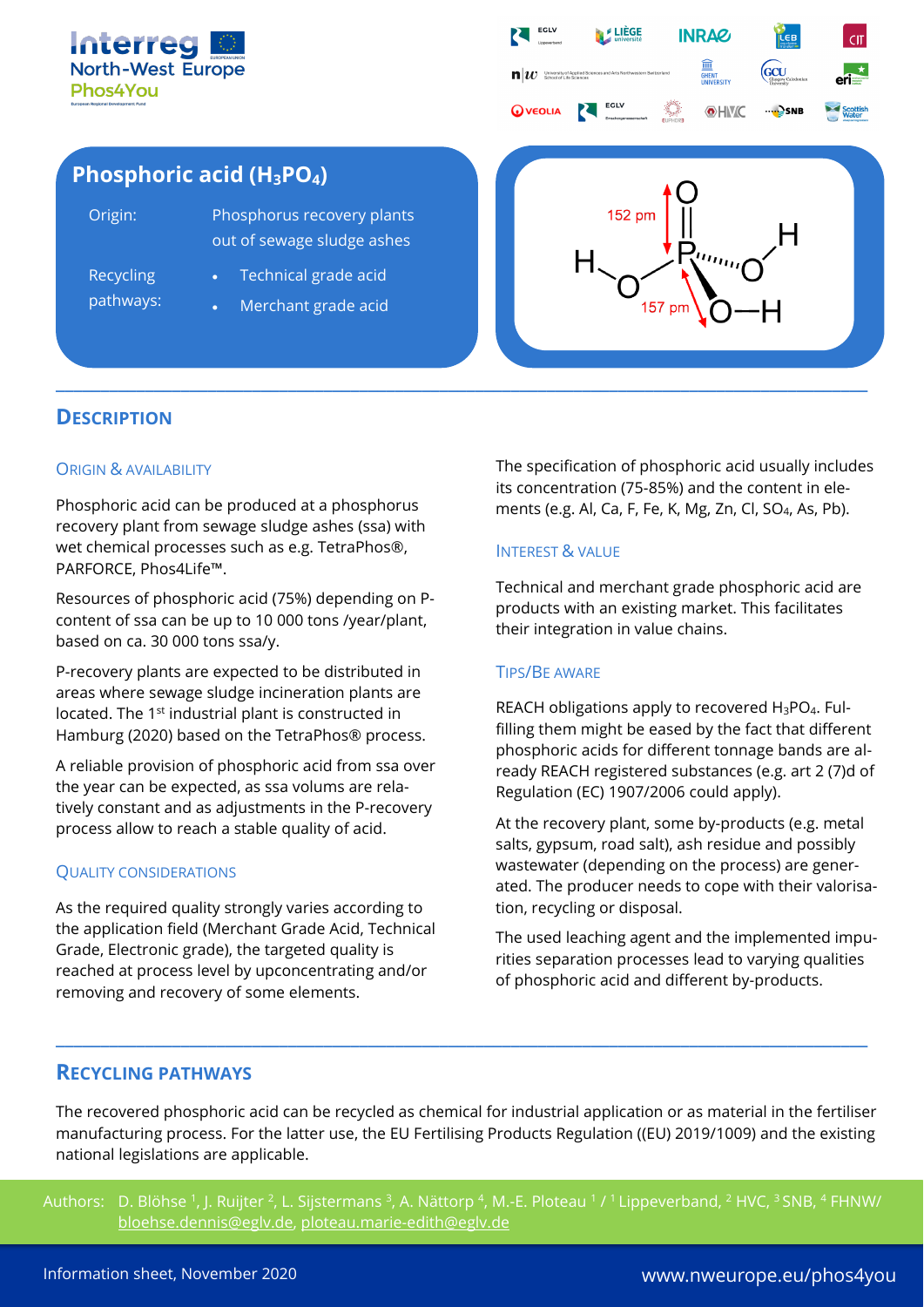Interreg North-West Europe
Phos4You

# Phosphoric acid ($H_3PO_4$)

| | |
|---|---|
| Origin: | Phosphorus recovery plants out of sewage sludge ashes |
| Recycling pathways: | • Technical grade acid<br>• Merchant grade acid |

## Description

### Origin & availability

Phosphoric acid can be produced at a phosphorus recovery plant from sewage sludge ashes (ssa) with wet chemical processes such as e.g. TetraPhos®, PARFORCE, Phos4Life™.

Resources of phosphoric acid (75%) depending on P-content of ssa can be up to 10 000 tons /year/plant, based on ca. 30 000 tons ssa/y.

P-recovery plants are expected to be distributed in areas where sewage sludge incineration plants are located. The 1st industrial plant is constructed in Hamburg (2020) based on the TetraPhos® process.

A reliable provision of phosphoric acid from ssa over the year can be expected, as ssa volums are relatively constant and as adjustments in the P-recovery process allow to reach a stable quality of acid.

### Quality considerations

As the required quality strongly varies according to the application field (Merchant Grade Acid, Technical Grade, Electronic grade), the targeted quality is reached at process level by upconcentrating and/or removing and recovery of some elements.

The specification of phosphoric acid usually includes its concentration (75-85%) and the content in elements (e.g. Al, Ca, F, Fe, K, Mg, Zn, Cl, $SO_4$, As, Pb).

### Interest & value

Technical and merchant grade phosphoric acid are products with an existing market. This facilitates their integration in value chains.

### Tips/Be aware

REACH obligations apply to recovered $H_3PO_4$. Fulfilling them might be eased by the fact that different phosphoric acids for different tonnage bands are already REACH registered substances (e.g. art 2 (7)d of Regulation (EC) 1907/2006 could apply).

At the recovery plant, some by-products (e.g. metal salts, gypsum, road salt), ash residue and possibly wastewater (depending on the process) are generated. The producer needs to cope with their valorisation, recycling or disposal.

The used leaching agent and the implemented impurities separation processes lead to varying qualities of phosphoric acid and different by-products.

## Recycling pathways

The recovered phosphoric acid can be recycled as chemical for industrial application or as material in the fertiliser manufacturing process. For the latter use, the EU Fertilising Products Regulation ((EU) 2019/1009) and the existing national legislations are applicable.

Authors: D. Blöhse [1], J. Ruijter [2], L. Sijstermans [3], A. Nättorp [4], M.-E. Ploteau [1] / [1] Lippeverband, [2] HVC, [3] SNB, [4] FHNW/ bloehse.dennis@eglv.de, ploteau.marie-edith@eglv.de

Information sheet, November 2020

www.nweurope.eu/phos4you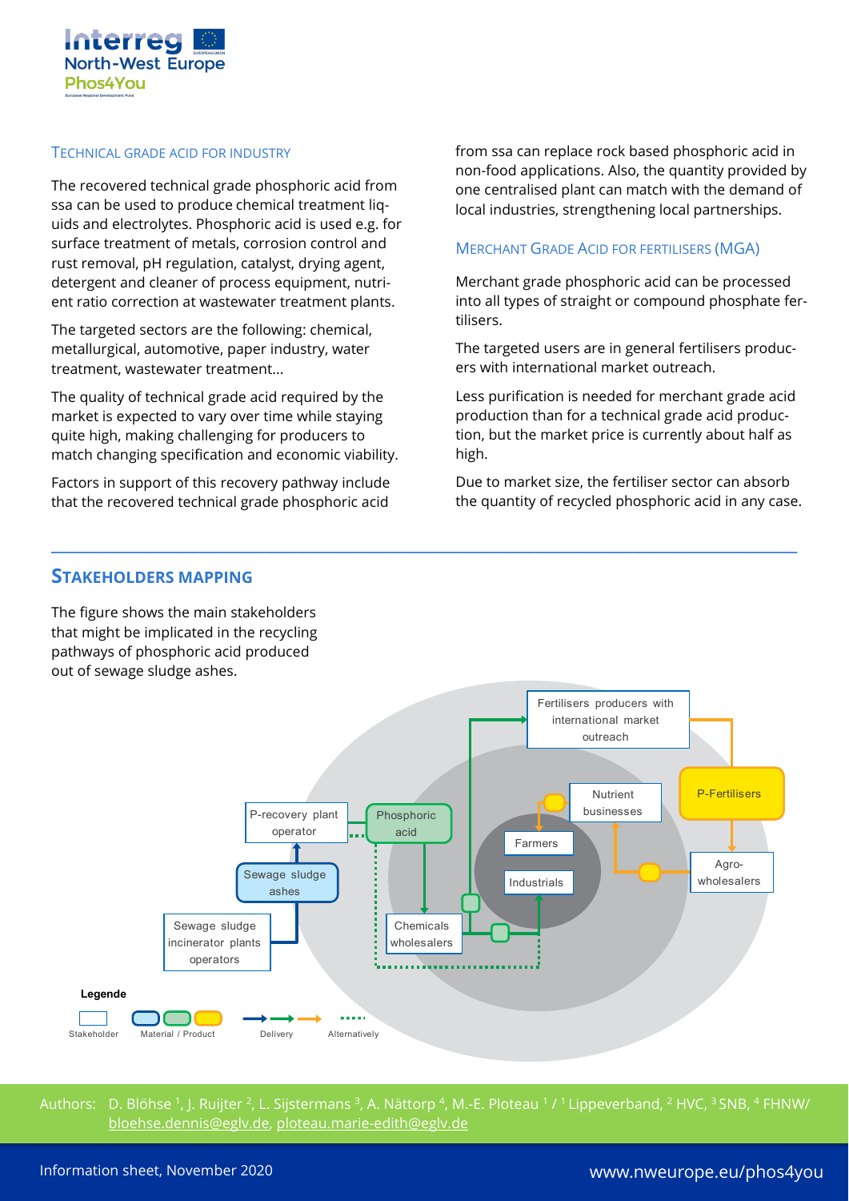### Technical grade acid for industry

The recovered technical grade phosphoric acid from ssa can be used to produce chemical treatment liquids and electrolytes. Phosphoric acid is used e.g. for surface treatment of metals, corrosion control and rust removal, pH regulation, catalyst, drying agent, detergent and cleaner of process equipment, nutrient ratio correction at wastewater treatment plants.

The targeted sectors are the following: chemical, metallurgical, automotive, paper industry, water treatment, wastewater treatment…

The quality of technical grade acid required by the market is expected to vary over time while staying quite high, making challenging for producers to match changing specification and economic viability.

Factors in support of this recovery pathway include that the recovered technical grade phosphoric acid from ssa can replace rock based phosphoric acid in non-food applications. Also, the quantity provided by one centralised plant can match with the demand of local industries, strengthening local partnerships.

### Merchant Grade Acid for fertilisers (MGA)

Merchant grade phosphoric acid can be processed into all types of straight or compound phosphate fertilisers.

The targeted users are in general fertilisers producers with international market outreach.

Less purification is needed for merchant grade acid production than for a technical grade acid production, but the market price is currently about half as high.

Due to market size, the fertiliser sector can absorb the quantity of recycled phosphoric acid in any case.

## Stakeholders mapping

The figure shows the main stakeholders that might be implicated in the recycling pathways of phosphoric acid produced out of sewage sludge ashes.

Fertilisers producers with international market outreach
P-recovery plant operator
Phosphoric acid
Nutrient businesses
P-Fertilisers
Farmers
Sewage sludge ashes
Industrials
Agro-wholesalers
Sewage sludge incinerator plants operators
Chemicals wholesalers

Legende
Stakeholder
Material / Product
Delivery
Alternatively

Authors: D. Blöhse [1], J. Ruijter [2], L. Sijstermans [3], A. Nättorp [4], M.-E. Ploteau [1] / [1] Lippeverband, [2] HVC, [3] SNB, [4] FHNW/ bloehse.dennis@eglv.de, ploteau.marie-edith@eglv.de

Information sheet, November 2020

www.nweurope.eu/phos4you